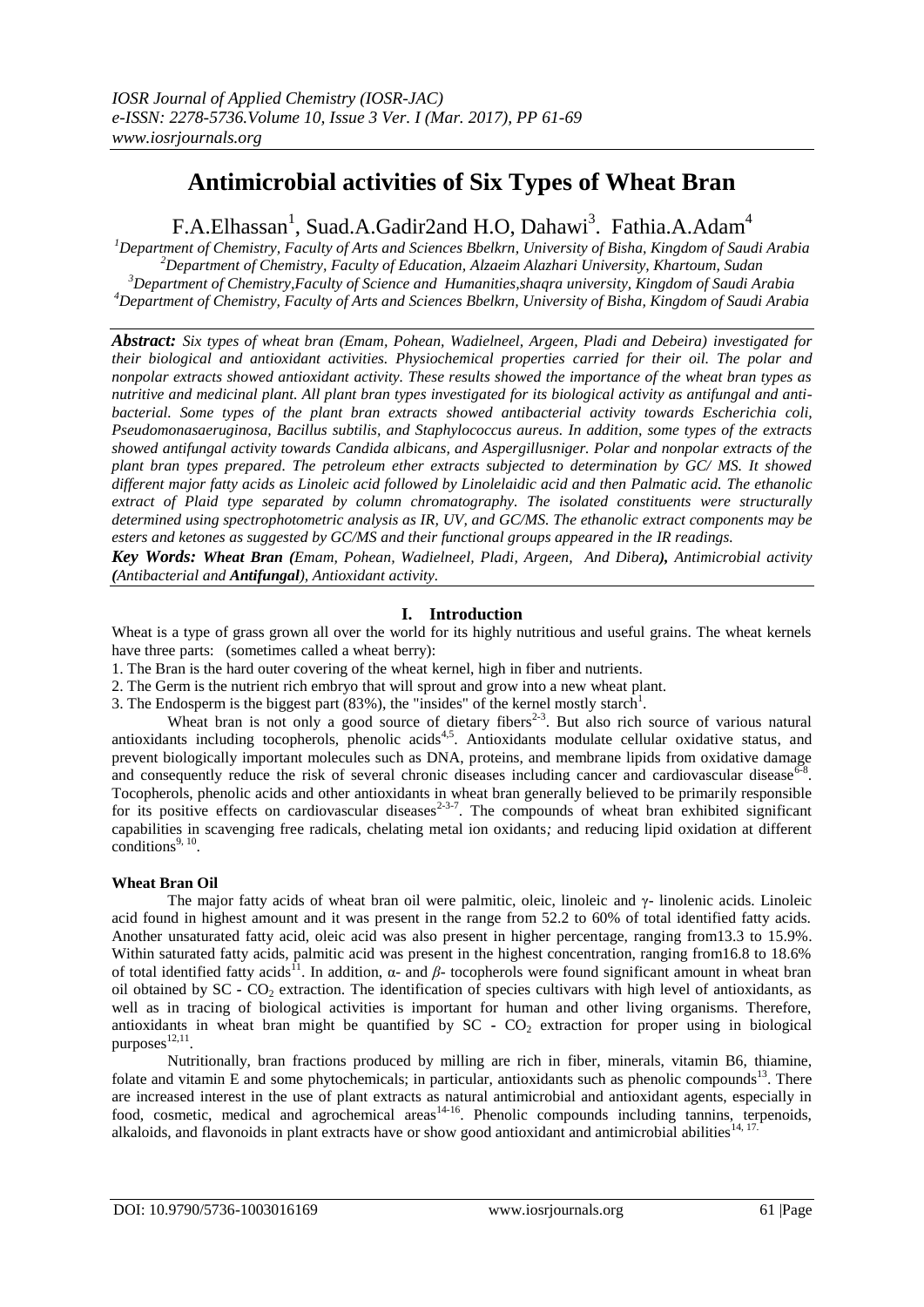# Antimicrobial activities of Six Types of Wheat Bran

F.A.Elhassan[1], Suad.A.Gadir2and H.O, Dahawi[3]. Fathia.A.Adam[4]

[1]Department of Chemistry, Faculty of Arts and Sciences Bbelkrn, University of Bisha, Kingdom of Saudi Arabia
[2]Department of Chemistry, Faculty of Education, Alzaeim Alazhari University, Khartoum, Sudan
[3]Department of Chemistry,Faculty of Science and Humanities,shaqra university, Kingdom of Saudi Arabia
[4]Department of Chemistry, Faculty of Arts and Sciences Bbelkrn, University of Bisha, Kingdom of Saudi Arabia

***Abstract:*** *Six types of wheat bran (Emam, Pohean, Wadielneel, Argeen, Pladi and Debeira) investigated for their biological and antioxidant activities. Physiochemical properties carried for their oil. The polar and nonpolar extracts showed antioxidant activity. These results showed the importance of the wheat bran types as nutritive and medicinal plant. All plant bran types investigated for its biological activity as antifungal and anti-bacterial. Some types of the plant bran extracts showed antibacterial activity towards Escherichia coli, Pseudomonasaeruginosa, Bacillus subtilis, and Staphylococcus aureus. In addition, some types of the extracts showed antifungal activity towards Candida albicans, and Aspergillusniger. Polar and nonpolar extracts of the plant bran types prepared. The petroleum ether extracts subjected to determination by GC/ MS. It showed different major fatty acids as Linoleic acid followed by Linolelaidic acid and then Palmatic acid. The ethanolic extract of Plaid type separated by column chromatography. The isolated constituents were structurally determined using spectrophotometric analysis as IR, UV, and GC/MS. The ethanolic extract components may be esters and ketones as suggested by GC/MS and their functional groups appeared in the IR readings.*

***Key Words:*** ***Wheat Bran (****Emam, Pohean, Wadielneel, Pladi, Argeen, And Dibera****),*** *Antimicrobial activity* ***(****Antibacterial and* ***Antifungal****), Antioxidant activity.*

## I. Introduction

Wheat is a type of grass grown all over the world for its highly nutritious and useful grains. The wheat kernels have three parts: (sometimes called a wheat berry):

1. The Bran is the hard outer covering of the wheat kernel, high in fiber and nutrients.
2. The Germ is the nutrient rich embryo that will sprout and grow into a new wheat plant.
3. The Endosperm is the biggest part (83%), the "insides" of the kernel mostly starch[1].

Wheat bran is not only a good source of dietary fibers[2-3]. But also rich source of various natural antioxidants including tocopherols, phenolic acids[4,5]. Antioxidants modulate cellular oxidative status, and prevent biologically important molecules such as DNA, proteins, and membrane lipids from oxidative damage and consequently reduce the risk of several chronic diseases including cancer and cardiovascular disease[6-8]. Tocopherols, phenolic acids and other antioxidants in wheat bran generally believed to be primarily responsible for its positive effects on cardiovascular diseases[2-3-7]. The compounds of wheat bran exhibited significant capabilities in scavenging free radicals, chelating metal ion oxidants*;* and reducing lipid oxidation at different conditions[9, 10].

### Wheat Bran Oil

The major fatty acids of wheat bran oil were palmitic, oleic, linoleic and γ- linolenic acids. Linoleic acid found in highest amount and it was present in the range from 52.2 to 60% of total identified fatty acids. Another unsaturated fatty acid, oleic acid was also present in higher percentage, ranging from13.3 to 15.9%. Within saturated fatty acids, palmitic acid was present in the highest concentration, ranging from16.8 to 18.6% of total identified fatty acids[11]. In addition, α- and *β*- tocopherols were found significant amount in wheat bran oil obtained by SC - $CO_2$ extraction. The identification of species cultivars with high level of antioxidants, as well as in tracing of biological activities is important for human and other living organisms. Therefore, antioxidants in wheat bran might be quantified by SC - $CO_2$ extraction for proper using in biological purposes[12,11].

Nutritionally, bran fractions produced by milling are rich in fiber, minerals, vitamin B6, thiamine, folate and vitamin E and some phytochemicals; in particular, antioxidants such as phenolic compounds[13]. There are increased interest in the use of plant extracts as natural antimicrobial and antioxidant agents, especially in food, cosmetic, medical and agrochemical areas[14-16]. Phenolic compounds including tannins, terpenoids, alkaloids, and flavonoids in plant extracts have or show good antioxidant and antimicrobial abilities[14, 17.]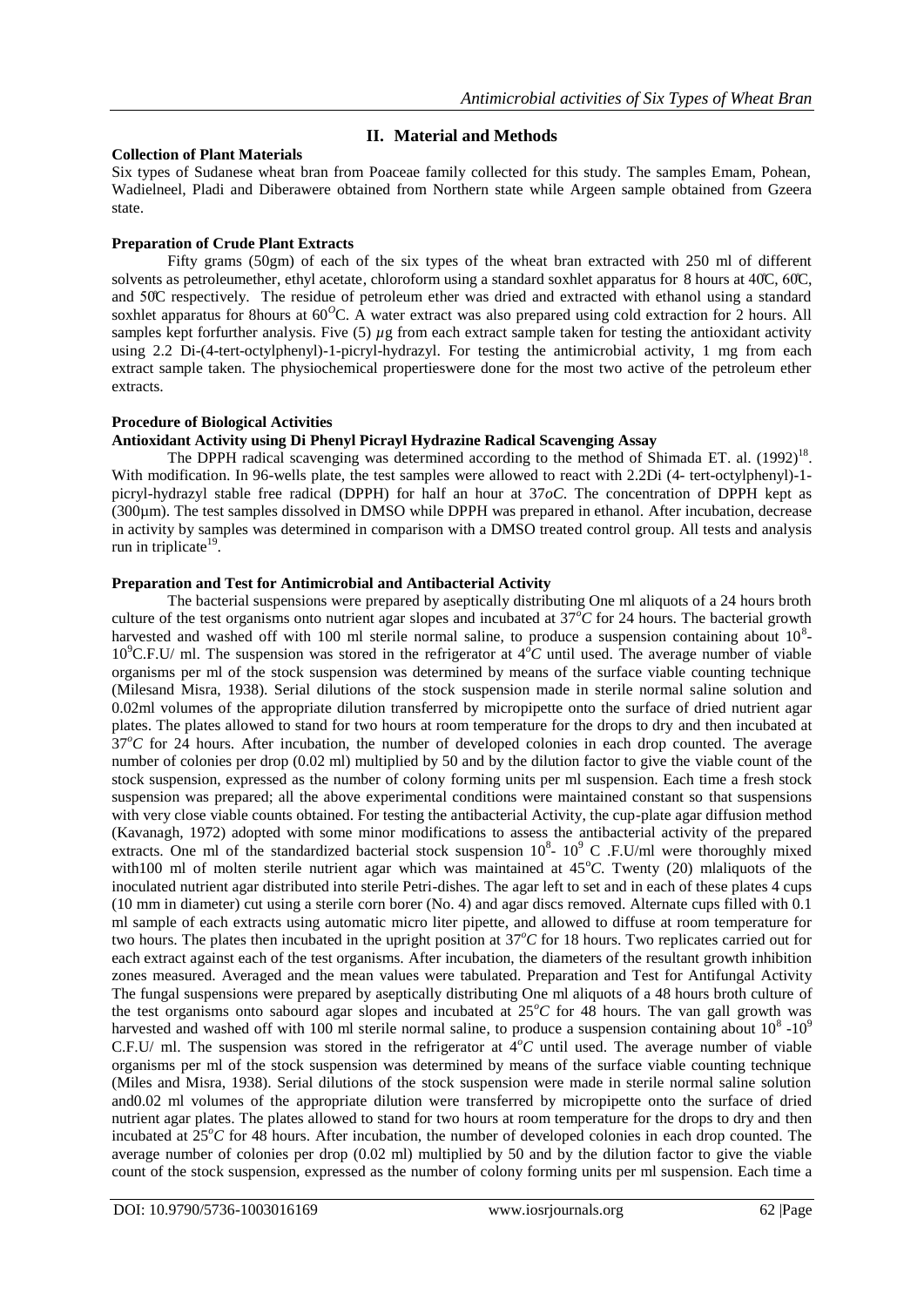## II. Material and Methods

### Collection of Plant Materials

Six types of Sudanese wheat bran from Poaceae family collected for this study. The samples Emam, Pohean, Wadielneel, Pladi and Diberawere were obtained from Northern state while Argeen sample obtained from Gzeera state.

### Preparation of Crude Plant Extracts

Fifty grams (50gm) of each of the six types of the wheat bran extracted with 250 ml of different solvents as petroleumether, ethyl acetate, chloroform using a standard soxhlet apparatus for 8 hours at 40℃, 60℃, and 50℃ respectively. The residue of petroleum ether was dried and extracted with ethanol using a standard soxhlet apparatus for 8hours at $60^{O}$C. A water extract was also prepared using cold extraction for 2 hours. All samples kept forfurther analysis. Five (5) $\mu$g from each extract sample taken for testing the antioxidant activity using 2.2 Di-(4-tert-octylphenyl)-1-picryl-hydrazyl. For testing the antimicrobial activity, 1 mg from each extract sample taken. The physiochemical propertieswere done for the most two active of the petroleum ether extracts.

### Procedure of Biological Activities

#### Antioxidant Activity using Di Phenyl Picrayl Hydrazine Radical Scavenging Assay

The DPPH radical scavenging was determined according to the method of Shimada ET. al. (1992)[18]. With modification. In 96-wells plate, the test samples were allowed to react with 2.2Di (4- tert-octylphenyl)-1-picryl-hydrazyl stable free radical (DPPH) for half an hour at 37*oC*. The concentration of DPPH kept as (300µm). The test samples dissolved in DMSO while DPPH was prepared in ethanol. After incubation, decrease in activity by samples was determined in comparison with a DMSO treated control group. All tests and analysis run in triplicate[19].

### Preparation and Test for Antimicrobial and Antibacterial Activity

The bacterial suspensions were prepared by aseptically distributing One ml aliquots of a 24 hours broth culture of the test organisms onto nutrient agar slopes and incubated at $37^{o}C$ for 24 hours. The bacterial growth harvested and washed off with 100 ml sterile normal saline, to produce a suspension containing about $10^{8}$-$10^{9}$C.F.U/ ml. The suspension was stored in the refrigerator at $4^{o}C$ until used. The average number of viable organisms per ml of the stock suspension was determined by means of the surface viable counting technique (Milesand Misra, 1938). Serial dilutions of the stock suspension made in sterile normal saline solution and 0.02ml volumes of the appropriate dilution transferred by micropipette onto the surface of dried nutrient agar plates. The plates allowed to stand for two hours at room temperature for the drops to dry and then incubated at $37^{o}C$ for 24 hours. After incubation, the number of developed colonies in each drop counted. The average number of colonies per drop (0.02 ml) multiplied by 50 and by the dilution factor to give the viable count of the stock suspension, expressed as the number of colony forming units per ml suspension. Each time a fresh stock suspension was prepared; all the above experimental conditions were maintained constant so that suspensions with very close viable counts obtained. For testing the antibacterial Activity, the cup-plate agar diffusion method (Kavanagh, 1972) adopted with some minor modifications to assess the antibacterial activity of the prepared extracts. One ml of the standardized bacterial stock suspension $10^{8}$- $10^{9}$ C .F.U/ml were thoroughly mixed with100 ml of molten sterile nutrient agar which was maintained at $45^{o}C$. Twenty (20) mlaliquots of the inoculated nutrient agar distributed into sterile Petri-dishes. The agar left to set and in each of these plates 4 cups (10 mm in diameter) cut using a sterile corn borer (No. 4) and agar discs removed. Alternate cups filled with 0.1 ml sample of each extracts using automatic micro liter pipette, and allowed to diffuse at room temperature for two hours. The plates then incubated in the upright position at $37^{o}C$ for 18 hours. Two replicates carried out for each extract against each of the test organisms. After incubation, the diameters of the resultant growth inhibition zones measured. Averaged and the mean values were tabulated. Preparation and Test for Antifungal Activity The fungal suspensions were prepared by aseptically distributing One ml aliquots of a 48 hours broth culture of the test organisms onto sabourd agar slopes and incubated at $25^{o}C$ for 48 hours. The van gall growth was harvested and washed off with 100 ml sterile normal saline, to produce a suspension containing about $10^{8}$ -$10^{9}$ C.F.U/ ml. The suspension was stored in the refrigerator at $4^{o}C$ until used. The average number of viable organisms per ml of the stock suspension was determined by means of the surface viable counting technique (Miles and Misra, 1938). Serial dilutions of the stock suspension were made in sterile normal saline solution and0.02 ml volumes of the appropriate dilution were transferred by micropipette onto the surface of dried nutrient agar plates. The plates allowed to stand for two hours at room temperature for the drops to dry and then incubated at $25^{o}C$ for 48 hours. After incubation, the number of developed colonies in each drop counted. The average number of colonies per drop (0.02 ml) multiplied by 50 and by the dilution factor to give the viable count of the stock suspension, expressed as the number of colony forming units per ml suspension. Each time a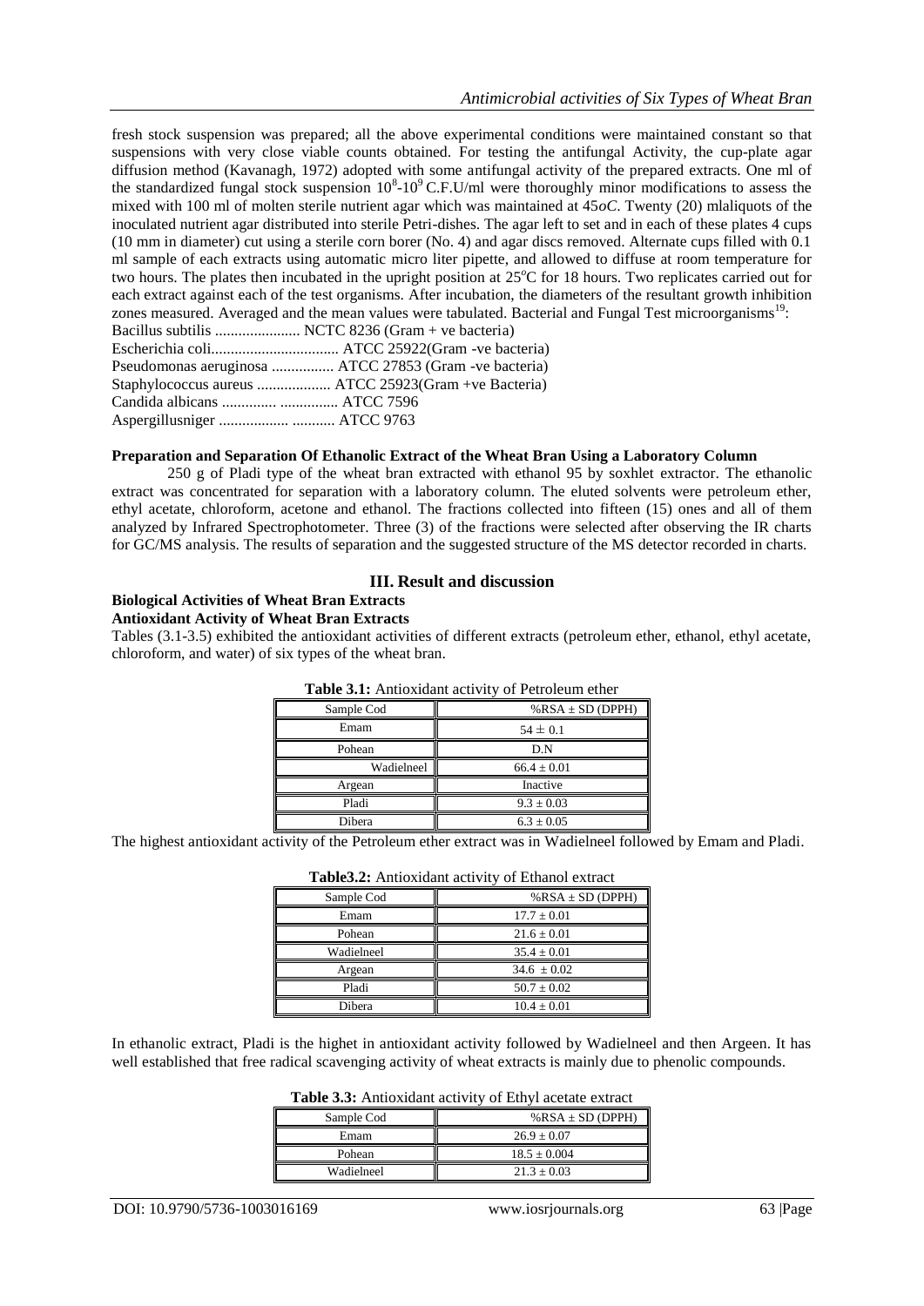fresh stock suspension was prepared; all the above experimental conditions were maintained constant so that suspensions with very close viable counts obtained. For testing the antifungal Activity, the cup-plate agar diffusion method (Kavanagh, 1972) adopted with some antifungal activity of the prepared extracts. One ml of the standardized fungal stock suspension $10^8$-$10^9$ C.F.U/ml were thoroughly minor modifications to assess the mixed with 100 ml of molten sterile nutrient agar which was maintained at 45*oC*. Twenty (20) mlaliquots of the inoculated nutrient agar distributed into sterile Petri-dishes. The agar left to set and in each of these plates 4 cups (10 mm in diameter) cut using a sterile corn borer (No. 4) and agar discs removed. Alternate cups filled with 0.1 ml sample of each extracts using automatic micro liter pipette, and allowed to diffuse at room temperature for two hours. The plates then incubated in the upright position at 25°C for 18 hours. Two replicates carried out for each extract against each of the test organisms. After incubation, the diameters of the resultant growth inhibition zones measured. Averaged and the mean values were tabulated. Bacterial and Fungal Test microorganisms[19]:

Bacillus subtilis ...................... NCTC 8236 (Gram + ve bacteria)
Escherichia coli................................. ATCC 25922(Gram -ve bacteria)
Pseudomonas aeruginosa ................ ATCC 27853 (Gram -ve bacteria)
Staphylococcus aureus ................... ATCC 25923(Gram +ve Bacteria)
Candida albicans .............. ............... ATCC 7596
Aspergillusniger ................. ........... ATCC 9763

**Preparation and Separation Of Ethanolic Extract of the Wheat Bran Using a Laboratory Column**

250 g of Pladi type of the wheat bran extracted with ethanol 95 by soxhlet extractor. The ethanolic extract was concentrated for separation with a laboratory column. The eluted solvents were petroleum ether, ethyl acetate, chloroform, acetone and ethanol. The fractions collected into fifteen (15) ones and all of them analyzed by Infrared Spectrophotometer. Three (3) of the fractions were selected after observing the IR charts for GC/MS analysis. The results of separation and the suggested structure of the MS detector recorded in charts.

## III. Result and discussion

**Biological Activities of Wheat Bran Extracts**

**Antioxidant Activity of Wheat Bran Extracts**

Tables (3.1-3.5) exhibited the antioxidant activities of different extracts (petroleum ether, ethanol, ethyl acetate, chloroform, and water) of six types of the wheat bran.

**Table 3.1:** Antioxidant activity of Petroleum ether

| Sample Cod | %RSA ± SD (DPPH) |
|---|---|
| Emam | 54 ± 0.1 |
| Pohean | D.N |
| Wadielneel | 66.4 ± 0.01 |
| Argean | Inactive |
| Pladi | 9.3 ± 0.03 |
| Dibera | 6.3 ± 0.05 |

The highest antioxidant activity of the Petroleum ether extract was in Wadielneel followed by Emam and Pladi.

**Table3.2:** Antioxidant activity of Ethanol extract

| Sample Cod | %RSA ± SD (DPPH) |
|---|---|
| Emam | 17.7 ± 0.01 |
| Pohean | 21.6 ± 0.01 |
| Wadielneel | 35.4 ± 0.01 |
| Argean | 34.6 ± 0.02 |
| Pladi | 50.7 ± 0.02 |
| Dibera | 10.4 ± 0.01 |

In ethanolic extract, Pladi is the highet in antioxidant activity followed by Wadielneel and then Argeen. It has well established that free radical scavenging activity of wheat extracts is mainly due to phenolic compounds.

**Table 3.3:** Antioxidant activity of Ethyl acetate extract

| Sample Cod | %RSA ± SD (DPPH) |
|---|---|
| Emam | 26.9 ± 0.07 |
| Pohean | 18.5 ± 0.004 |
| Wadielneel | 21.3 ± 0.03 |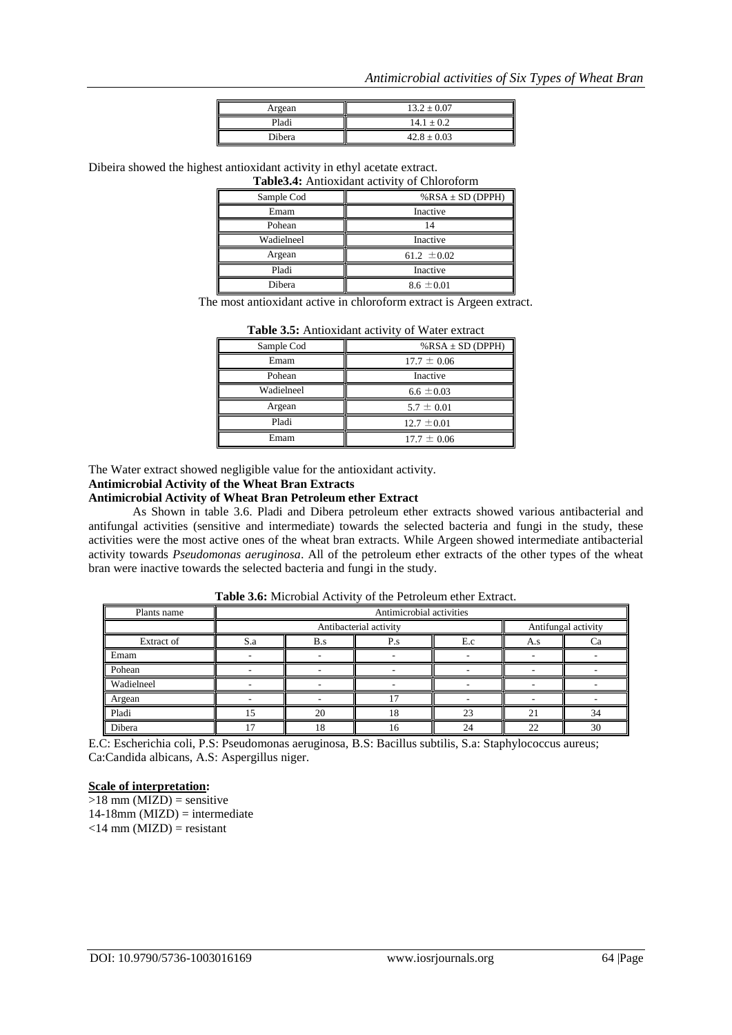| Argean | $13.2 \pm 0.07$ |
|---|---|
| Pladi | $14.1 \pm 0.2$ |
| Dibera | $42.8 \pm 0.03$ |

Dibeira showed the highest antioxidant activity in ethyl acetate extract.

**Table3.4:** Antioxidant activity of Chloroform

| Sample Cod | %RSA ± SD (DPPH) |
|---|---|
| Emam | Inactive |
| Pohean | 14 |
| Wadielneel | Inactive |
| Argean | $61.2 \pm 0.02$ |
| Pladi | Inactive |
| Dibera | $8.6 \pm 0.01$ |

The most antioxidant active in chloroform extract is Argeen extract.

**Table 3.5:** Antioxidant activity of Water extract

| Sample Cod | %RSA ± SD (DPPH) |
|---|---|
| Emam | $17.7 \pm 0.06$ |
| Pohean | Inactive |
| Wadielneel | $6.6 \pm 0.03$ |
| Argean | $5.7 \pm 0.01$ |
| Pladi | $12.7 \pm 0.01$ |
| Emam | $17.7 \pm 0.06$ |

The Water extract showed negligible value for the antioxidant activity.

**Antimicrobial Activity of the Wheat Bran Extracts**

**Antimicrobial Activity of Wheat Bran Petroleum ether Extract**

As Shown in table 3.6. Pladi and Dibera petroleum ether extracts showed various antibacterial and antifungal activities (sensitive and intermediate) towards the selected bacteria and fungi in the study, these activities were the most active ones of the wheat bran extracts. While Argeen showed intermediate antibacterial activity towards *Pseudomonas aeruginosa*. All of the petroleum ether extracts of the other types of the wheat bran were inactive towards the selected bacteria and fungi in the study.

**Table 3.6:** Microbial Activity of the Petroleum ether Extract.

| Plants name | Antimicrobial activities | | | | | |
|---|---|---|---|---|---|---|
| | Antibacterial activity | | | | Antifungal activity | |
| Extract of | S.a | B.s | P.s | E.c | A.s | Ca |
| Emam | - | - | - | - | - | - |
| Pohean | - | - | - | - | - | - |
| Wadielneel | - | - | - | - | - | - |
| Argean | - | - | 17 | - | - | - |
| Pladi | 15 | 20 | 18 | 23 | 21 | 34 |
| Dibera | 17 | 18 | 16 | 24 | 22 | 30 |

E.C: Escherichia coli, P.S: Pseudomonas aeruginosa, B.S: Bacillus subtilis, S.a: Staphylococcus aureus; Ca:Candida albicans, A.S: Aspergillus niger.

**Scale of interpretation:**

>18 mm (MIZD) = sensitive

14-18mm (MIZD) = intermediate

<14 mm (MIZD) = resistant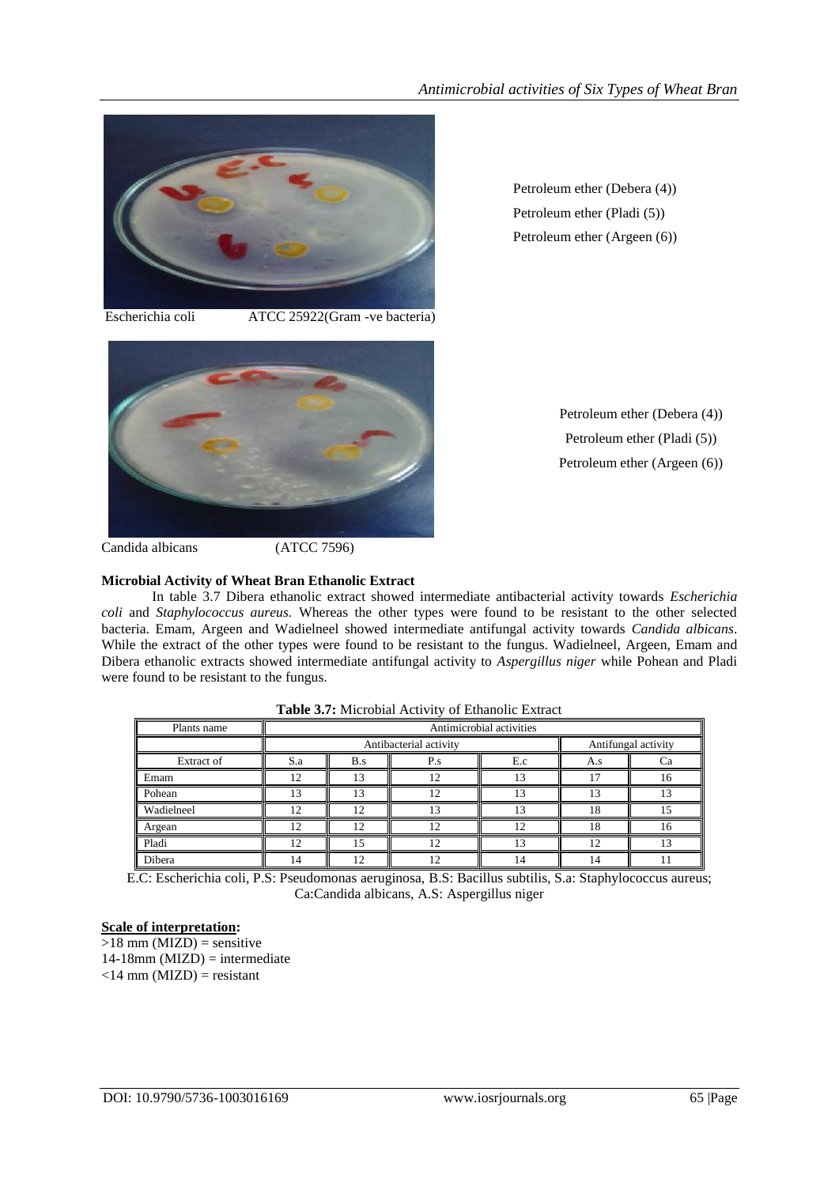Petroleum ether (Debera (4))
Petroleum ether (Pladi (5))
Petroleum ether (Argeen (6))

Escherichia coli ATCC 25922(Gram -ve bacteria)

Petroleum ether (Debera (4))
Petroleum ether (Pladi (5))
Petroleum ether (Argeen (6))

Candida albicans (ATCC 7596)

**Microbial Activity of Wheat Bran Ethanolic Extract**

In table 3.7 Dibera ethanolic extract showed intermediate antibacterial activity towards *Escherichia coli* and *Staphylococcus aureus.* Whereas the other types were found to be resistant to the other selected bacteria. Emam, Argeen and Wadielneel showed intermediate antifungal activity towards *Candida albicans*. While the extract of the other types were found to be resistant to the fungus. Wadielneel, Argeen, Emam and Dibera ethanolic extracts showed intermediate antifungal activity to *Aspergillus niger* while Pohean and Pladi were found to be resistant to the fungus.

**Table 3.7:** Microbial Activity of Ethanolic Extract

| Plants name | Antimicrobial activities | | | | | |
|---|---|---|---|---|---|---|
| | Antibacterial activity | | | | Antifungal activity | |
| Extract of | S.a | B.s | P.s | E.c | A.s | Ca |
| Emam | 12 | 13 | 12 | 13 | 17 | 16 |
| Pohean | 13 | 13 | 12 | 13 | 13 | 13 |
| Wadielneel | 12 | 12 | 13 | 13 | 18 | 15 |
| Argean | 12 | 12 | 12 | 12 | 18 | 16 |
| Pladi | 12 | 15 | 12 | 13 | 12 | 13 |
| Dibera | 14 | 12 | 12 | 14 | 14 | 11 |

E.C: Escherichia coli, P.S: Pseudomonas aeruginosa, B.S: Bacillus subtilis, S.a: Staphylococcus aureus; Ca:Candida albicans, A.S: Aspergillus niger

**Scale of interpretation:**

>18 mm (MIZD) = sensitive
14-18mm (MIZD) = intermediate
<14 mm (MIZD) = resistant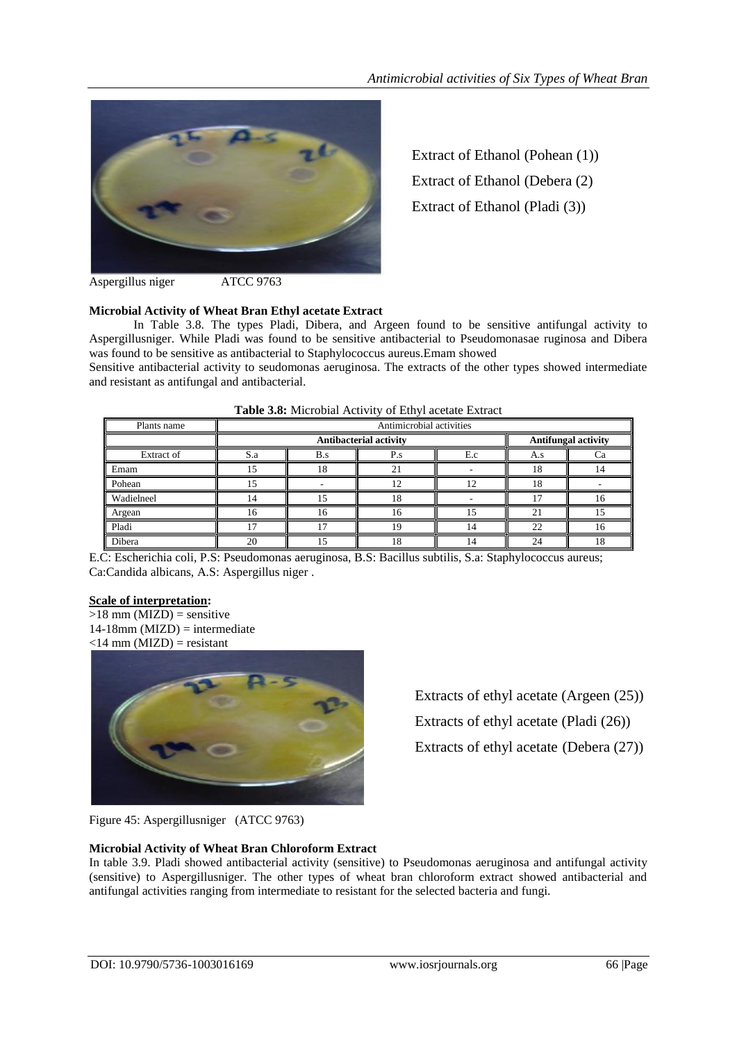Extract of Ethanol (Pohean (1))

Extract of Ethanol (Debera (2)

Extract of Ethanol (Pladi (3))

Aspergillus niger ATCC 9763

**Microbial Activity of Wheat Bran Ethyl acetate Extract**

In Table 3.8. The types Pladi, Dibera, and Argeen found to be sensitive antifungal activity to Aspergillusniger. While Pladi was found to be sensitive antibacterial to Pseudomonasae ruginosa and Dibera was found to be sensitive as antibacterial to Staphylococcus aureus.Emam showed

Sensitive antibacterial activity to seudomonas aeruginosa. The extracts of the other types showed intermediate and resistant as antifungal and antibacterial.

**Table 3.8:** Microbial Activity of Ethyl acetate Extract

| Plants name | Antimicrobial activities | | | | | |
|---|---|---|---|---|---|---|
| | **Antibacterial activity** | | | | **Antifungal activity** | |
| Extract of | S.a | B.s | P.s | E.c | A.s | Ca |
| Emam | 15 | 18 | 21 | - | 18 | 14 |
| Pohean | 15 | - | 12 | 12 | 18 | - |
| Wadielneel | 14 | 15 | 18 | - | 17 | 16 |
| Argean | 16 | 16 | 16 | 15 | 21 | 15 |
| Pladi | 17 | 17 | 19 | 14 | 22 | 16 |
| Dibera | 20 | 15 | 18 | 14 | 24 | 18 |

E.C: Escherichia coli, P.S: Pseudomonas aeruginosa, B.S: Bacillus subtilis, S.a: Staphylococcus aureus; Ca:Candida albicans, A.S: Aspergillus niger .

**Scale of interpretation:**

>18 mm (MIZD) = sensitive
14-18mm (MIZD) = intermediate
<14 mm (MIZD) = resistant

Extracts of ethyl acetate (Argeen (25))

Extracts of ethyl acetate (Pladi (26))

Extracts of ethyl acetate (Debera (27))

Figure 45: Aspergillusniger (ATCC 9763)

**Microbial Activity of Wheat Bran Chloroform Extract**

In table 3.9. Pladi showed antibacterial activity (sensitive) to Pseudomonas aeruginosa and antifungal activity (sensitive) to Aspergillusniger. The other types of wheat bran chloroform extract showed antibacterial and antifungal activities ranging from intermediate to resistant for the selected bacteria and fungi.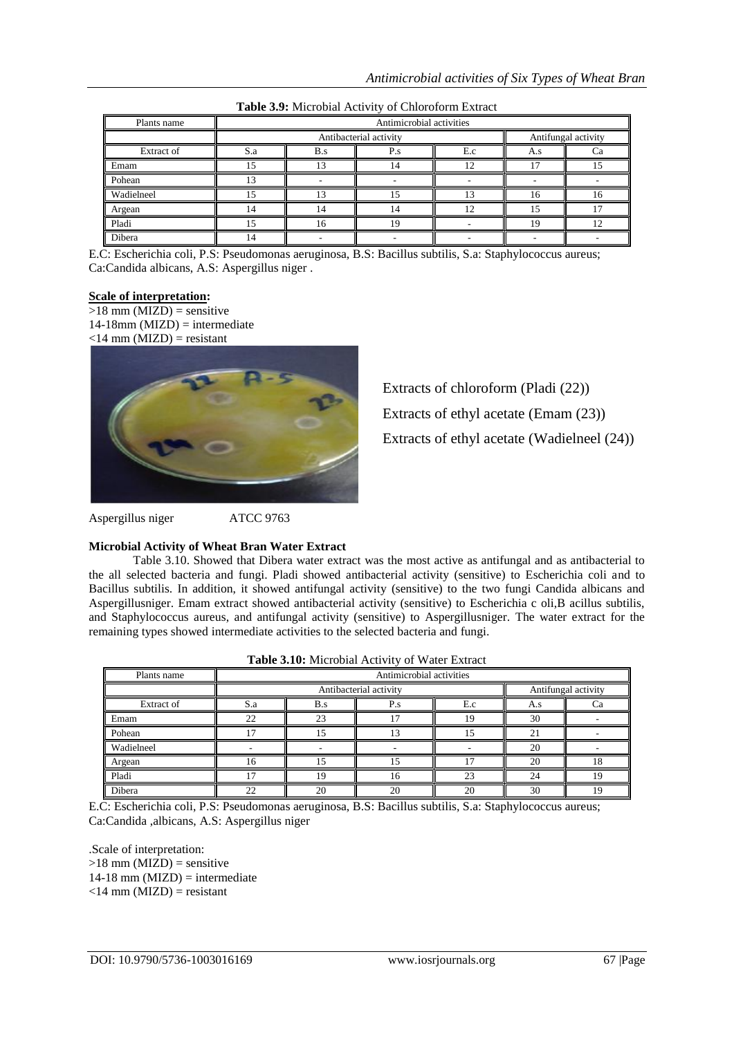**Table 3.9:** Microbial Activity of Chloroform Extract

| Plants name | Antimicrobial activities | | | | | |
|---|---|---|---|---|---|---|
| | Antibacterial activity | | | | Antifungal activity | |
| Extract of | S.a | B.s | P.s | E.c | A.s | Ca |
| Emam | 15 | 13 | 14 | 12 | 17 | 15 |
| Pohean | 13 | - | - | - | - | - |
| Wadielneel | 15 | 13 | 15 | 13 | 16 | 16 |
| Argean | 14 | 14 | 14 | 12 | 15 | 17 |
| Pladi | 15 | 16 | 19 | - | 19 | 12 |
| Dibera | 14 | - | - | - | - | - |

E.C: Escherichia coli, P.S: Pseudomonas aeruginosa, B.S: Bacillus subtilis, S.a: Staphylococcus aureus; Ca:Candida albicans, A.S: Aspergillus niger .

**Scale of interpretation:**
>18 mm (MIZD) = sensitive
14-18mm (MIZD) = intermediate
<14 mm (MIZD) = resistant

Extracts of chloroform (Pladi (22))
Extracts of ethyl acetate (Emam (23))
Extracts of ethyl acetate (Wadielneel (24))

Aspergillus niger ATCC 9763

**Microbial Activity of Wheat Bran Water Extract**

Table 3.10. Showed that Dibera water extract was the most active as antifungal and as antibacterial to the all selected bacteria and fungi. Pladi showed antibacterial activity (sensitive) to Escherichia coli and to Bacillus subtilis. In addition, it showed antifungal activity (sensitive) to the two fungi Candida albicans and Aspergillusniger. Emam extract showed antibacterial activity (sensitive) to Escherichia c oli,B acillus subtilis, and Staphylococcus aureus, and antifungal activity (sensitive) to Aspergillusniger. The water extract for the remaining types showed intermediate activities to the selected bacteria and fungi.

**Table 3.10:** Microbial Activity of Water Extract

| Plants name | Antimicrobial activities | | | | | |
|---|---|---|---|---|---|---|
| | Antibacterial activity | | | | Antifungal activity | |
| Extract of | S.a | B.s | P.s | E.c | A.s | Ca |
| Emam | 22 | 23 | 17 | 19 | 30 | - |
| Pohean | 17 | 15 | 13 | 15 | 21 | - |
| Wadielneel | - | - | - | - | 20 | - |
| Argean | 16 | 15 | 15 | 17 | 20 | 18 |
| Pladi | 17 | 19 | 16 | 23 | 24 | 19 |
| Dibera | 22 | 20 | 20 | 20 | 30 | 19 |

E.C: Escherichia coli, P.S: Pseudomonas aeruginosa, B.S: Bacillus subtilis, S.a: Staphylococcus aureus; Ca:Candida ,albicans, A.S: Aspergillus niger

.Scale of interpretation:
>18 mm (MIZD) = sensitive
14-18 mm (MIZD) = intermediate
<14 mm (MIZD) = resistant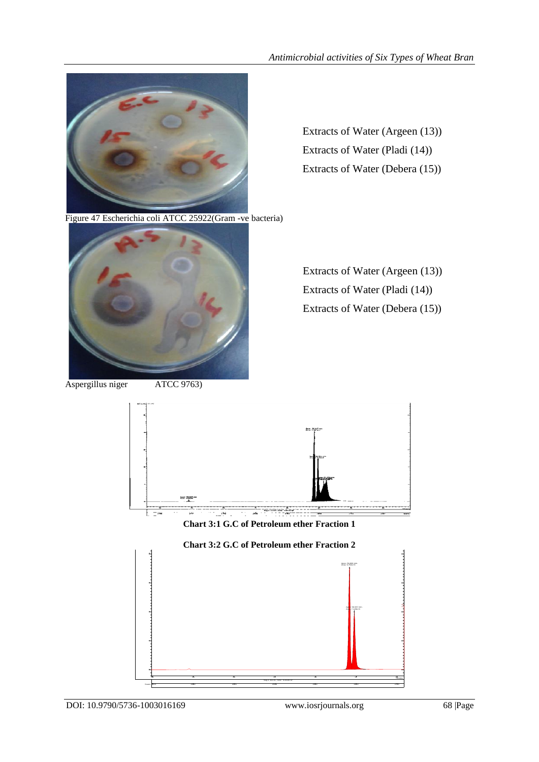Extracts of Water (Argeen (13))
Extracts of Water (Pladi (14))
Extracts of Water (Debera (15))

Figure 47 Escherichia coli ATCC 25922(Gram -ve bacteria)

Extracts of Water (Argeen (13))
Extracts of Water (Pladi (14))
Extracts of Water (Debera (15))

Aspergillus niger ATCC 9763)

**Chart 3:1 G.C of Petroleum ether Fraction 1**

**Chart 3:2 G.C of Petroleum ether Fraction 2**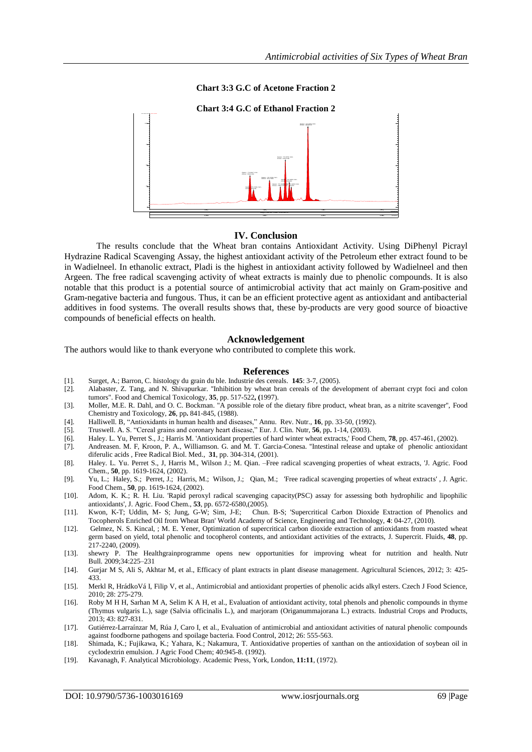**Chart 3:3 G.C of Acetone Fraction 2**

**Chart 3:4 G.C of Ethanol Fraction 2**

## IV. Conclusion

The results conclude that the Wheat bran contains Antioxidant Activity. Using DiPhenyl Picrayl Hydrazine Radical Scavenging Assay, the highest antioxidant activity of the Petroleum ether extract found to be in Wadielneel. In ethanolic extract, Pladi is the highest in antioxidant activity followed by Wadielneel and then Argeen. The free radical scavenging activity of wheat extracts is mainly due to phenolic compounds. It is also notable that this product is a potential source of antimicrobial activity that act mainly on Gram-positive and Gram-negative bacteria and fungous. Thus, it can be an efficient protective agent as antioxidant and antibacterial additives in food systems. The overall results shows that, these by-products are very good source of bioactive compounds of beneficial effects on health.

## Acknowledgement

The authors would like to thank everyone who contributed to complete this work.

## References

[1]. Surget, A.; Barron, C. histology du grain du ble. Industrie des cereals. **145**: 3-7, (2005).

[2]. Alabaster, Z. Tang, and N. Shivapurkar. "Inhibition by wheat bran cereals of the development of aberrant crypt foci and colon tumors". Food and Chemical Toxicology, **35**, pp. 517-522**, (**1997).

[3]. Moller, M.E. R. Dahl, and O. C. Bockman. "A possible role of the dietary fibre product, wheat bran, as a nitrite scavenger", Food Chemistry and Toxicology, **26**, pp**.** 841-845, (1988).

[4]. Halliwell. B, "Antioxidants in human health and diseases," Annu. Rev. Nutr., **16**, pp. 33-50, (1992).

[5]. Truswell. A. S. "Cereal grains and coronary heart disease," Eur. J. Clin. Nutr, **56**, pp**.** 1-14, (2003).

[6]. Haley. L. Yu, Perret S., J.; Harris M. 'Antioxidant properties of hard winter wheat extracts,' Food Chem, **78**, pp. 457-461, (2002).

[7]. Andreasen. M. F, Kroon, P. A., Williamson. G. and M. T. Garcia-Conesa. "Intestinal release and uptake of phenolic antioxidant diferulic acids , Free Radical Biol. Med., **31**, pp. 304-314, (2001).

[8]. Haley. L. Yu. Perret S., J, Harris M., Wilson J.; M. Qian. –Free radical scavenging properties of wheat extracts, 'J. Agric. Food Chem., **50**, pp. 1619-1624, (2002).

[9]. Yu, L.; Haley, S.; Perret, J.; Harris, M.; Wilson, J.; Qian, M.; 'Free radical scavenging properties of wheat extracts' , J. Agric. Food Chem., **50**, pp. 1619-1624, (2002).

[10]. Adom, K. K.; R. H. Liu. 'Rapid peroxyl radical scavenging capacity(PSC) assay for assessing both hydrophilic and lipophilic antioxidants', J. Agric. Food Chem., **53**, pp. 6572-6580,(2005).

[11]. Kwon, K-T; Uddin, M- S; Jung, G-W; Sim, J-E; Chun. B-S; 'Supercritical Carbon Dioxide Extraction of Phenolics and Tocopherols Enriched Oil from Wheat Bran' World Academy of Science, Engineering and Technology, **4**: 04-27, (2010).

[12]. Gelmez, N. S. Kincal, ; M. E. Yener, Optimization of supercritical carbon dioxide extraction of antioxidants from roasted wheat germ based on yield, total phenolic and tocopherol contents, and antioxidant activities of the extracts, J. Supercrit. Fluids, **48**, pp. 217-2240, (2009).

[13]. shewry P. The Healthgrainprogramme opens new opportunities for improving wheat for nutrition and health. Nutr Bull. 2009;34:225–231

[14]. Gurjar M S, Ali S, Akhtar M, et al., Efficacy of plant extracts in plant disease management. Agricultural Sciences, 2012; 3: 425-433.

[15]. Merkl R, HrádkoVá I, Filip V, et al., Antimicrobial and antioxidant properties of phenolic acids alkyl esters. Czech J Food Science, 2010; 28: 275-279.

[16]. Roby M H H, Sarhan M A, Selim K A H, et al., Evaluation of antioxidant activity, total phenols and phenolic compounds in thyme (Thymus vulgaris L.), sage (Salvia officinalis L.), and marjoram (Origanummajorana L.) extracts. Industrial Crops and Products, 2013; 43: 827-831.

[17]. Gutiérrez-Larraínzar M, Rúa J, Caro I, et al., Evaluation of antimicrobial and antioxidant activities of natural phenolic compounds against foodborne pathogens and spoilage bacteria. Food Control, 2012; 26: 555-563.

[18]. Shimada, K.; Fujikawa, K.; Yahara, K.; Nakamura, T. Antioxidative properties of xanthan on the antioxidation of soybean oil in cyclodextrin emulsion. J Agric Food Chem; 40:945-8. (1992).

[19]. Kavanagh, F. Analytical Microbiology. Academic Press, York, London, **11:11**, (1972).